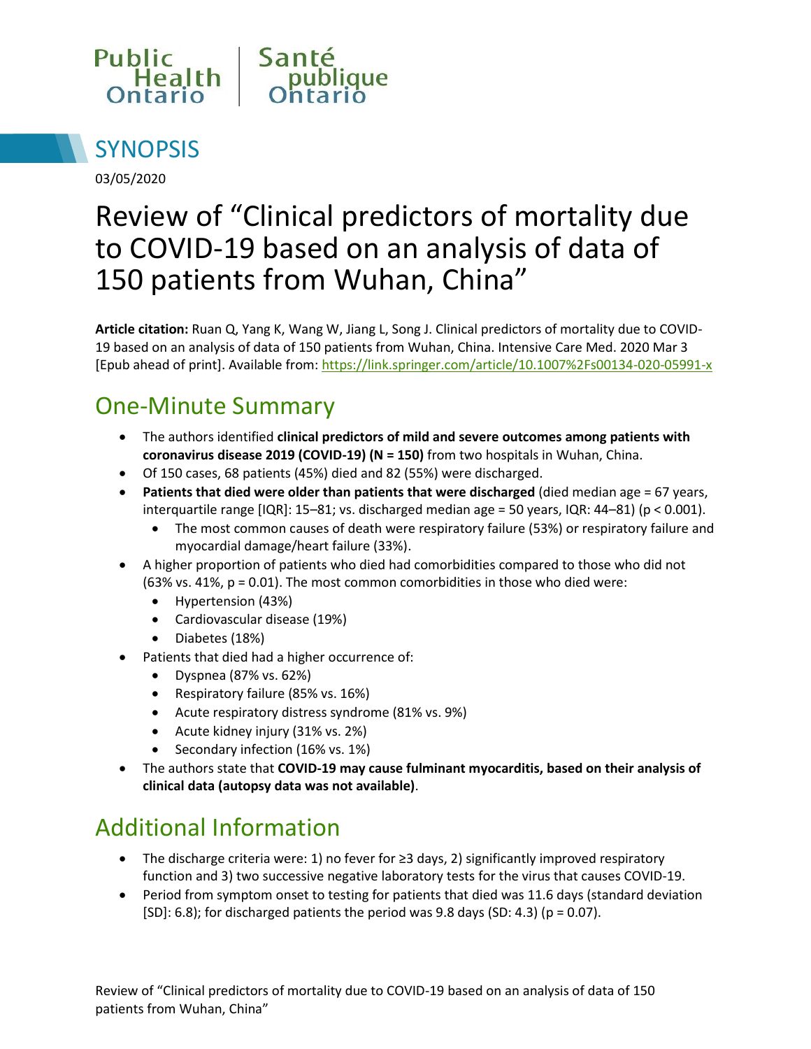Public Health Ontario | Santé publique Ontario

# SYNOPSIS

03/05/2020

# Review of "Clinical predictors of mortality due to COVID-19 based on an analysis of data of 150 patients from Wuhan, China"

**Article citation:** Ruan Q, Yang K, Wang W, Jiang L, Song J. Clinical predictors of mortality due to COVID-19 based on an analysis of data of 150 patients from Wuhan, China. Intensive Care Med. 2020 Mar 3 [Epub ahead of print]. Available from: https://link.springer.com/article/10.1007%2Fs00134-020-05991-x

## One-Minute Summary

- The authors identified **clinical predictors of mild and severe outcomes among patients with coronavirus disease 2019 (COVID-19) (N = 150)** from two hospitals in Wuhan, China.
- Of 150 cases, 68 patients (45%) died and 82 (55%) were discharged.
- **Patients that died were older than patients that were discharged** (died median age = 67 years, interquartile range [IQR]: 15–81; vs. discharged median age = 50 years, IQR: 44–81) ($p < 0.001$).
  - The most common causes of death were respiratory failure (53%) or respiratory failure and myocardial damage/heart failure (33%).
- A higher proportion of patients who died had comorbidities compared to those who did not (63% vs. 41%, $p = 0.01$). The most common comorbidities in those who died were:
  - Hypertension (43%)
  - Cardiovascular disease (19%)
  - Diabetes (18%)
- Patients that died had a higher occurrence of:
  - Dyspnea (87% vs. 62%)
  - Respiratory failure (85% vs. 16%)
  - Acute respiratory distress syndrome (81% vs. 9%)
  - Acute kidney injury (31% vs. 2%)
  - Secondary infection (16% vs. 1%)
- The authors state that **COVID-19 may cause fulminant myocarditis, based on their analysis of clinical data (autopsy data was not available)**.

## Additional Information

- The discharge criteria were: 1) no fever for ≥3 days, 2) significantly improved respiratory function and 3) two successive negative laboratory tests for the virus that causes COVID-19.
- Period from symptom onset to testing for patients that died was 11.6 days (standard deviation [SD]: 6.8); for discharged patients the period was 9.8 days (SD: 4.3) ($p = 0.07$).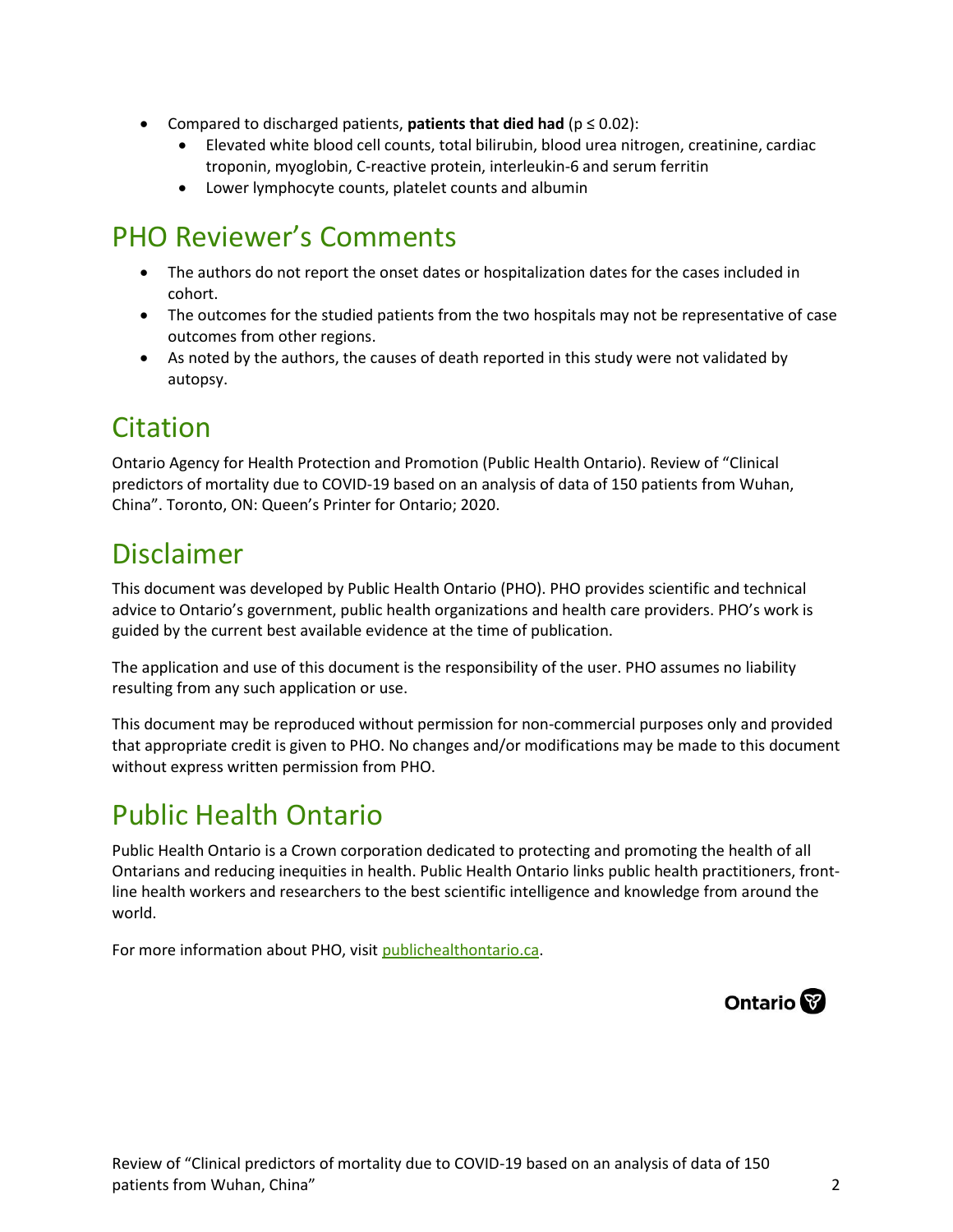- Compared to discharged patients, **patients that died had** ($p \leq 0.02$):
  - Elevated white blood cell counts, total bilirubin, blood urea nitrogen, creatinine, cardiac troponin, myoglobin, C-reactive protein, interleukin-6 and serum ferritin
  - Lower lymphocyte counts, platelet counts and albumin

## PHO Reviewer's Comments

- The authors do not report the onset dates or hospitalization dates for the cases included in cohort.
- The outcomes for the studied patients from the two hospitals may not be representative of case outcomes from other regions.
- As noted by the authors, the causes of death reported in this study were not validated by autopsy.

## Citation

Ontario Agency for Health Protection and Promotion (Public Health Ontario). Review of "Clinical predictors of mortality due to COVID-19 based on an analysis of data of 150 patients from Wuhan, China". Toronto, ON: Queen's Printer for Ontario; 2020.

## Disclaimer

This document was developed by Public Health Ontario (PHO). PHO provides scientific and technical advice to Ontario's government, public health organizations and health care providers. PHO's work is guided by the current best available evidence at the time of publication.

The application and use of this document is the responsibility of the user. PHO assumes no liability resulting from any such application or use.

This document may be reproduced without permission for non-commercial purposes only and provided that appropriate credit is given to PHO. No changes and/or modifications may be made to this document without express written permission from PHO.

## Public Health Ontario

Public Health Ontario is a Crown corporation dedicated to protecting and promoting the health of all Ontarians and reducing inequities in health. Public Health Ontario links public health practitioners, front-line health workers and researchers to the best scientific intelligence and knowledge from around the world.

For more information about PHO, visit [publichealthontario.ca](https://www.publichealthontario.ca).

Ontario